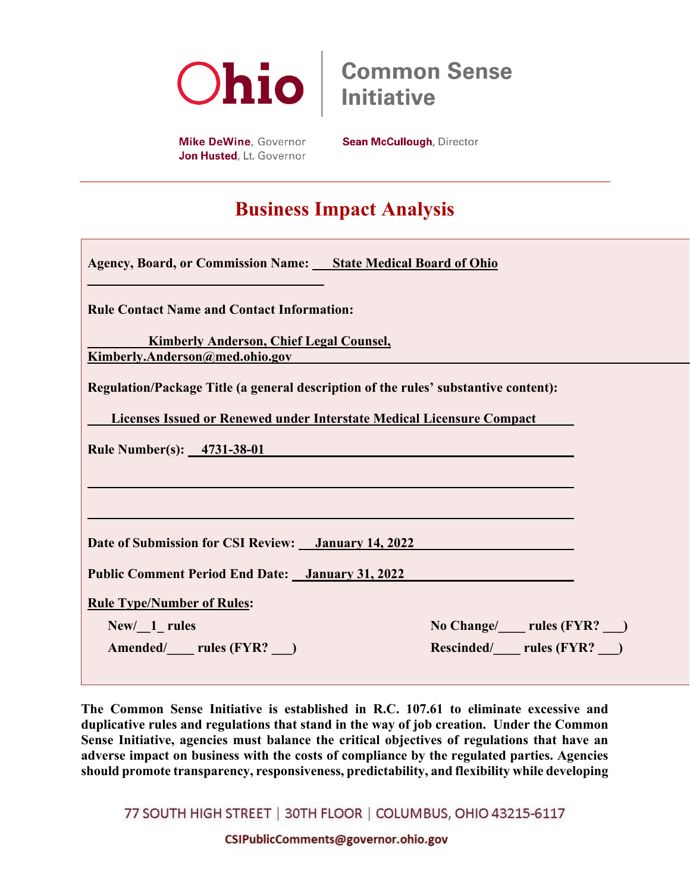Ohio | Common Sense Initiative

**Mike DeWine**, Governor
**Jon Husted**, Lt. Governor

**Sean McCullough**, Director

# Business Impact Analysis

**Agency, Board, or Commission Name:** **State Medical Board of Ohio**

**Rule Contact Name and Contact Information:**

**Kimberly Anderson, Chief Legal Counsel, Kimberly.Anderson@med.ohio.gov**

**Regulation/Package Title (a general description of the rules' substantive content):**

**Licenses Issued or Renewed under Interstate Medical Licensure Compact**

**Rule Number(s):** **4731-38-01**

**Date of Submission for CSI Review:** **January 14, 2022**

**Public Comment Period End Date:** **January 31, 2022**

**Rule Type/Number of Rules:**

**New/\_\_1\_ rules**

**Amended/\_\_\_\_ rules (FYR? \_\_\_)**

**No Change/\_\_\_\_ rules (FYR? \_\_\_)**

**Rescinded/\_\_\_\_ rules (FYR? \_\_\_)**

**The Common Sense Initiative is established in R.C. 107.61 to eliminate excessive and duplicative rules and regulations that stand in the way of job creation. Under the Common Sense Initiative, agencies must balance the critical objectives of regulations that have an adverse impact on business with the costs of compliance by the regulated parties. Agencies should promote transparency, responsiveness, predictability, and flexibility while developing**

77 SOUTH HIGH STREET | 30TH FLOOR | COLUMBUS, OHIO 43215-6117

CSIPublicComments@governor.ohio.gov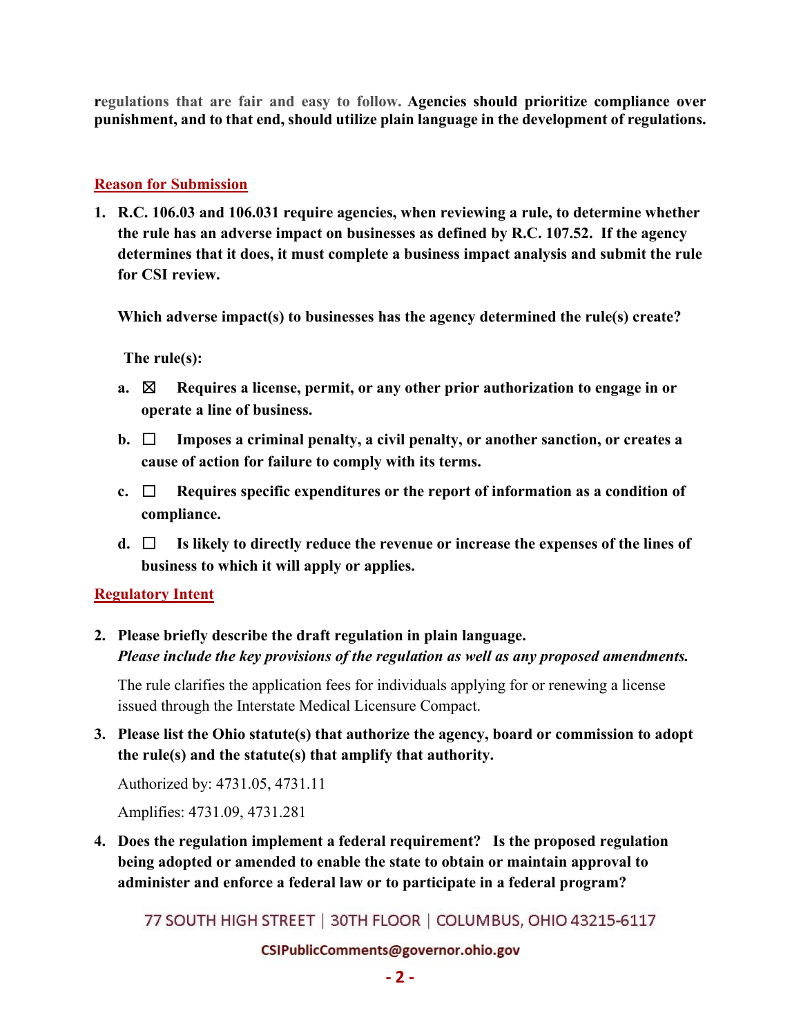**regulations that are fair and easy to follow. Agencies should prioritize compliance over punishment, and to that end, should utilize plain language in the development of regulations.**

## Reason for Submission

1. **R.C. 106.03 and 106.031 require agencies, when reviewing a rule, to determine whether the rule has an adverse impact on businesses as defined by R.C. 107.52. If the agency determines that it does, it must complete a business impact analysis and submit the rule for CSI review.**

   **Which adverse impact(s) to businesses has the agency determined the rule(s) create?**

   **The rule(s):**

   a. ☒ **Requires a license, permit, or any other prior authorization to engage in or operate a line of business.**

   b. ☐ **Imposes a criminal penalty, a civil penalty, or another sanction, or creates a cause of action for failure to comply with its terms.**

   c. ☐ **Requires specific expenditures or the report of information as a condition of compliance.**

   d. ☐ **Is likely to directly reduce the revenue or increase the expenses of the lines of business to which it will apply or applies.**

## Regulatory Intent

2. **Please briefly describe the draft regulation in plain language.**
   ***Please include the key provisions of the regulation as well as any proposed amendments.***

   The rule clarifies the application fees for individuals applying for or renewing a license issued through the Interstate Medical Licensure Compact.

3. **Please list the Ohio statute(s) that authorize the agency, board or commission to adopt the rule(s) and the statute(s) that amplify that authority.**

   Authorized by: 4731.05, 4731.11

   Amplifies: 4731.09, 4731.281

4. **Does the regulation implement a federal requirement? Is the proposed regulation being adopted or amended to enable the state to obtain or maintain approval to administer and enforce a federal law or to participate in a federal program?**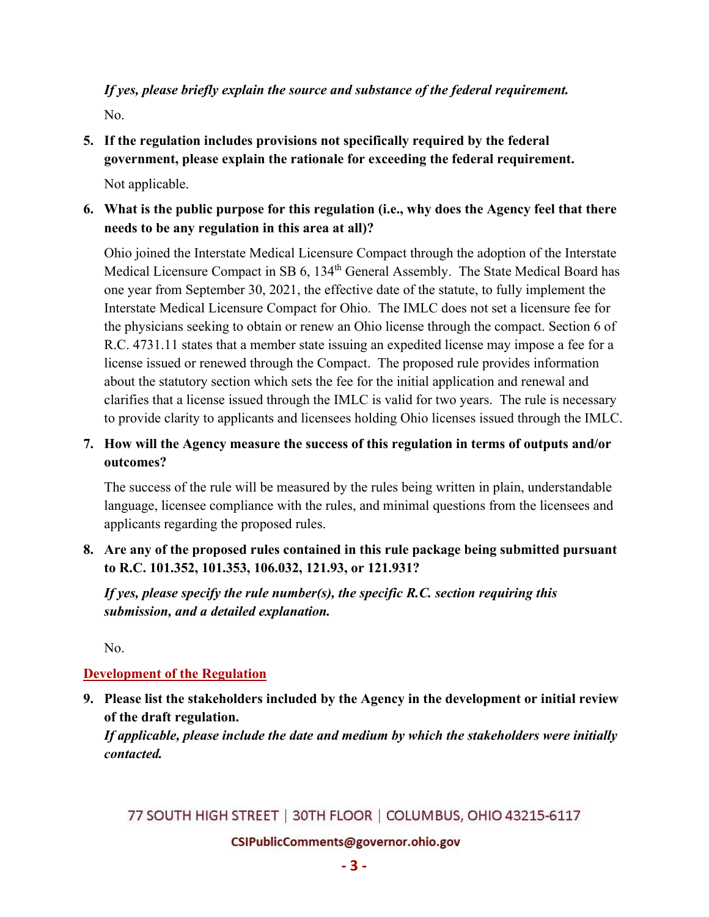***If yes, please briefly explain the source and substance of the federal requirement.***

No.

5. **If the regulation includes provisions not specifically required by the federal government, please explain the rationale for exceeding the federal requirement.**

   Not applicable.

6. **What is the public purpose for this regulation (i.e., why does the Agency feel that there needs to be any regulation in this area at all)?**

   Ohio joined the Interstate Medical Licensure Compact through the adoption of the Interstate Medical Licensure Compact in SB 6, 134th General Assembly. The State Medical Board has one year from September 30, 2021, the effective date of the statute, to fully implement the Interstate Medical Licensure Compact for Ohio. The IMLC does not set a licensure fee for the physicians seeking to obtain or renew an Ohio license through the compact. Section 6 of R.C. 4731.11 states that a member state issuing an expedited license may impose a fee for a license issued or renewed through the Compact. The proposed rule provides information about the statutory section which sets the fee for the initial application and renewal and clarifies that a license issued through the IMLC is valid for two years. The rule is necessary to provide clarity to applicants and licensees holding Ohio licenses issued through the IMLC.

7. **How will the Agency measure the success of this regulation in terms of outputs and/or outcomes?**

   The success of the rule will be measured by the rules being written in plain, understandable language, licensee compliance with the rules, and minimal questions from the licensees and applicants regarding the proposed rules.

8. **Are any of the proposed rules contained in this rule package being submitted pursuant to R.C. 101.352, 101.353, 106.032, 121.93, or 121.931?**

   ***If yes, please specify the rule number(s), the specific R.C. section requiring this submission, and a detailed explanation.***

   No.

## Development of the Regulation

9. **Please list the stakeholders included by the Agency in the development or initial review of the draft regulation.**
   ***If applicable, please include the date and medium by which the stakeholders were initially contacted.***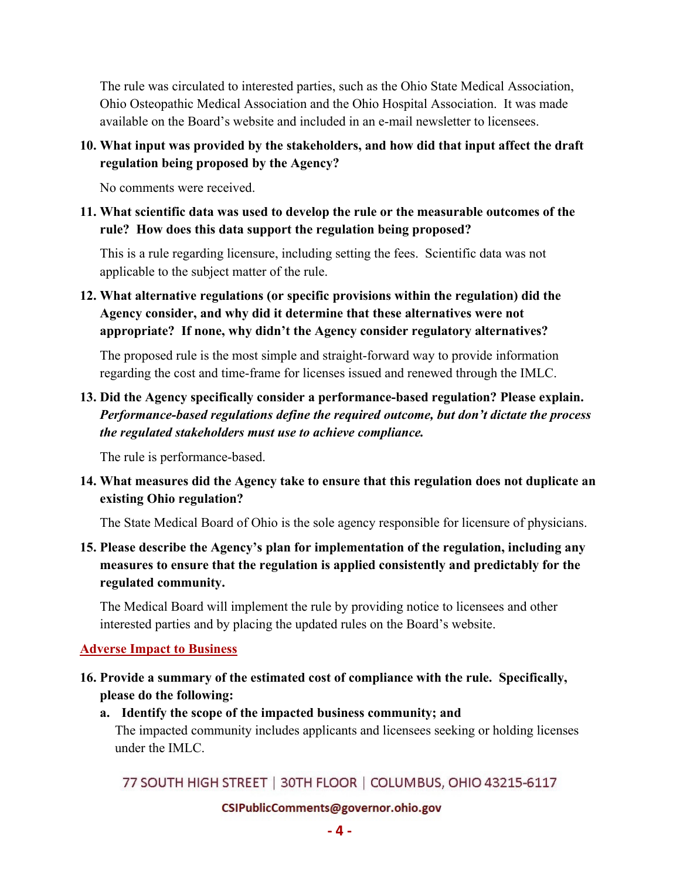The rule was circulated to interested parties, such as the Ohio State Medical Association, Ohio Osteopathic Medical Association and the Ohio Hospital Association. It was made available on the Board's website and included in an e-mail newsletter to licensees.

**10. What input was provided by the stakeholders, and how did that input affect the draft regulation being proposed by the Agency?**

No comments were received.

**11. What scientific data was used to develop the rule or the measurable outcomes of the rule? How does this data support the regulation being proposed?**

This is a rule regarding licensure, including setting the fees. Scientific data was not applicable to the subject matter of the rule.

**12. What alternative regulations (or specific provisions within the regulation) did the Agency consider, and why did it determine that these alternatives were not appropriate? If none, why didn't the Agency consider regulatory alternatives?**

The proposed rule is the most simple and straight-forward way to provide information regarding the cost and time-frame for licenses issued and renewed through the IMLC.

**13. Did the Agency specifically consider a performance-based regulation? Please explain.** ***Performance-based regulations define the required outcome, but don't dictate the process the regulated stakeholders must use to achieve compliance.***

The rule is performance-based.

**14. What measures did the Agency take to ensure that this regulation does not duplicate an existing Ohio regulation?**

The State Medical Board of Ohio is the sole agency responsible for licensure of physicians.

**15. Please describe the Agency's plan for implementation of the regulation, including any measures to ensure that the regulation is applied consistently and predictably for the regulated community.**

The Medical Board will implement the rule by providing notice to licensees and other interested parties and by placing the updated rules on the Board's website.

## Adverse Impact to Business

**16. Provide a summary of the estimated cost of compliance with the rule. Specifically, please do the following:**

**a. Identify the scope of the impacted business community; and**

The impacted community includes applicants and licensees seeking or holding licenses under the IMLC.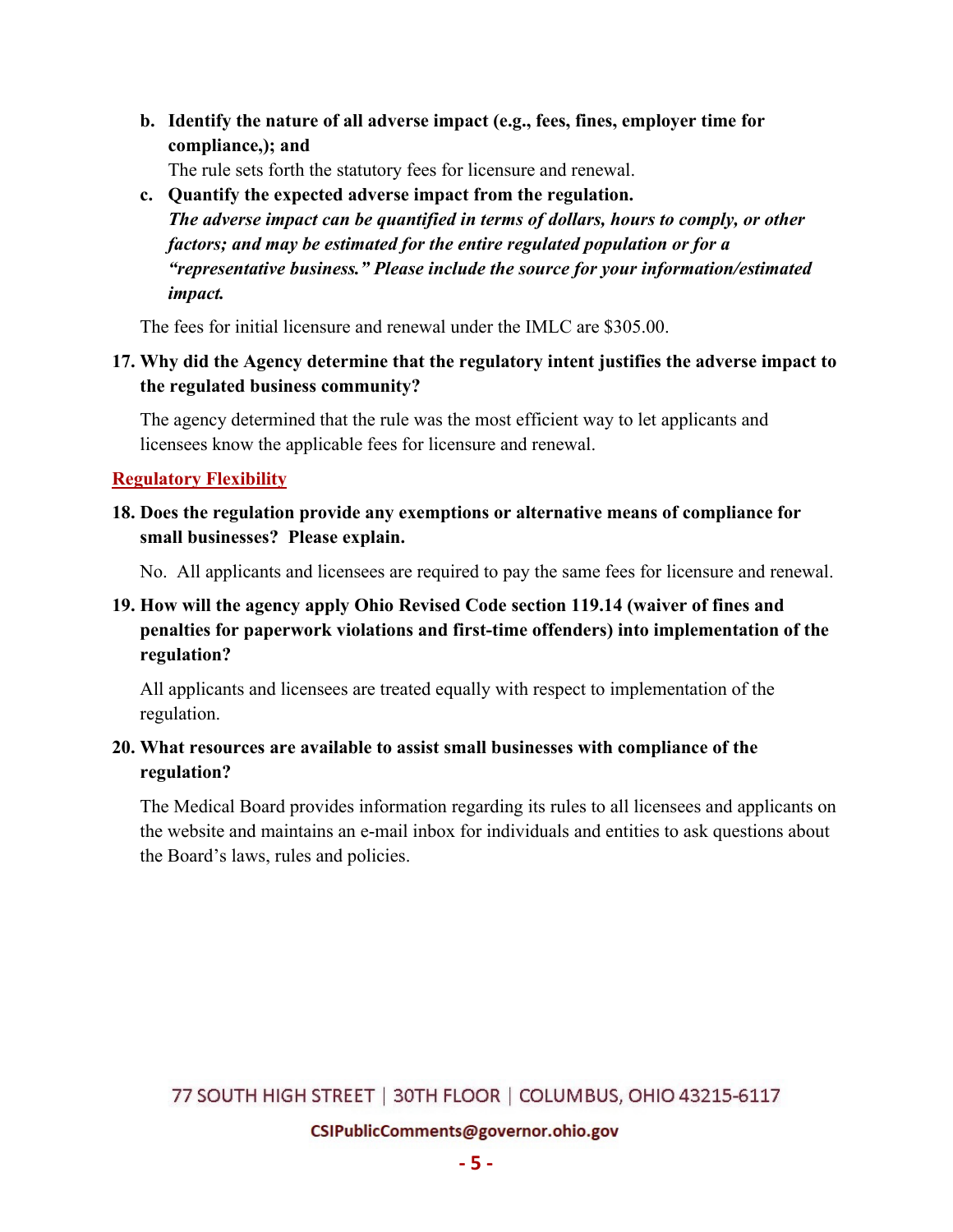b. **Identify the nature of all adverse impact (e.g., fees, fines, employer time for compliance,); and**

   The rule sets forth the statutory fees for licensure and renewal.

c. **Quantify the expected adverse impact from the regulation.**

   ***The adverse impact can be quantified in terms of dollars, hours to comply, or other factors; and may be estimated for the entire regulated population or for a "representative business." Please include the source for your information/estimated impact.***

The fees for initial licensure and renewal under the IMLC are $305.00.

**17. Why did the Agency determine that the regulatory intent justifies the adverse impact to the regulated business community?**

The agency determined that the rule was the most efficient way to let applicants and licensees know the applicable fees for licensure and renewal.

## Regulatory Flexibility

**18. Does the regulation provide any exemptions or alternative means of compliance for small businesses? Please explain.**

No. All applicants and licensees are required to pay the same fees for licensure and renewal.

**19. How will the agency apply Ohio Revised Code section 119.14 (waiver of fines and penalties for paperwork violations and first-time offenders) into implementation of the regulation?**

All applicants and licensees are treated equally with respect to implementation of the regulation.

**20. What resources are available to assist small businesses with compliance of the regulation?**

The Medical Board provides information regarding its rules to all licensees and applicants on the website and maintains an e-mail inbox for individuals and entities to ask questions about the Board's laws, rules and policies.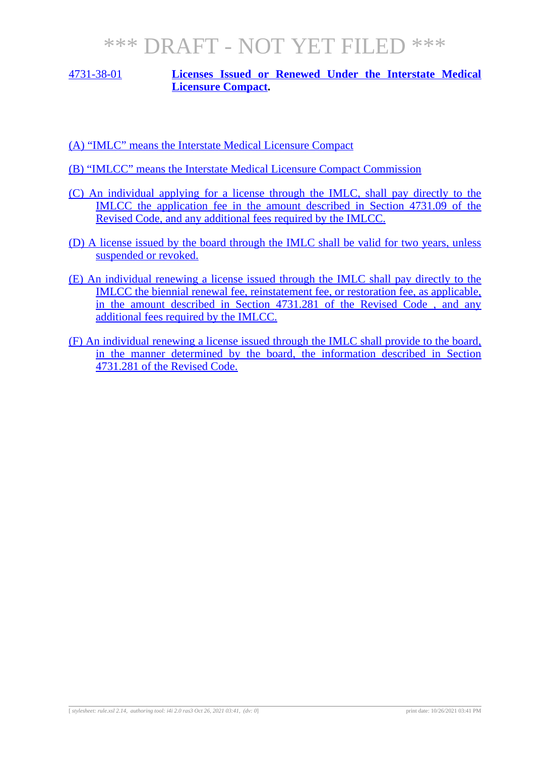*** DRAFT - NOT YET FILED ***

4731-38-01 **Licenses Issued or Renewed Under the Interstate Medical Licensure Compact.**

(A) "IMLC" means the Interstate Medical Licensure Compact

(B) "IMLCC" means the Interstate Medical Licensure Compact Commission

(C) An individual applying for a license through the IMLC, shall pay directly to the IMLCC the application fee in the amount described in Section 4731.09 of the Revised Code, and any additional fees required by the IMLCC.

(D) A license issued by the board through the IMLC shall be valid for two years, unless suspended or revoked.

(E) An individual renewing a license issued through the IMLC shall pay directly to the IMLCC the biennial renewal fee, reinstatement fee, or restoration fee, as applicable, in the amount described in Section 4731.281 of the Revised Code , and any additional fees required by the IMLCC.

(F) An individual renewing a license issued through the IMLC shall provide to the board, in the manner determined by the board, the information described in Section 4731.281 of the Revised Code.